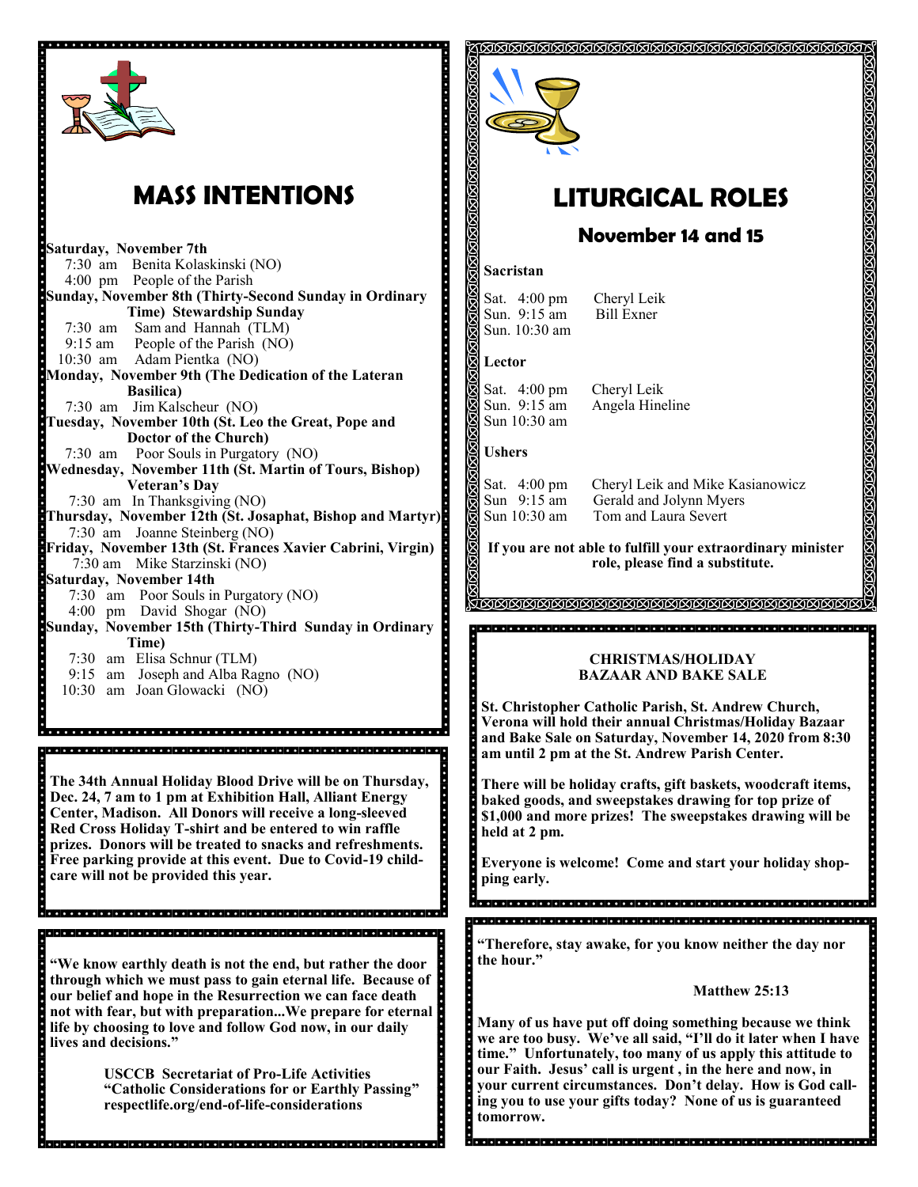# MASS INTENTIONS

**Saturday, November 7th**
7:30 am Benita Kolaskinski (NO)
4:00 pm People of the Parish

**Sunday, November 8th (Thirty-Second Sunday in Ordinary Time) Stewardship Sunday**
7:30 am Sam and Hannah (TLM)
9:15 am People of the Parish (NO)
10:30 am Adam Pientka (NO)

**Monday, November 9th (The Dedication of the Lateran Basilica)**
7:30 am Jim Kalscheur (NO)

**Tuesday, November 10th (St. Leo the Great, Pope and Doctor of the Church)**
7:30 am Poor Souls in Purgatory (NO)

**Wednesday, November 11th (St. Martin of Tours, Bishop) Veteran's Day**
7:30 am In Thanksgiving (NO)

**Thursday, November 12th (St. Josaphat, Bishop and Martyr)**
7:30 am Joanne Steinberg (NO)

**Friday, November 13th (St. Frances Xavier Cabrini, Virgin)**
7:30 am Mike Starzinski (NO)

**Saturday, November 14th**
7:30 am Poor Souls in Purgatory (NO)
4:00 pm David Shogar (NO)

**Sunday, November 15th (Thirty-Third Sunday in Ordinary Time)**
7:30 am Elisa Schnur (TLM)
9:15 am Joseph and Alba Ragno (NO)
10:30 am Joan Glowacki (NO)

**The 34th Annual Holiday Blood Drive will be on Thursday, Dec. 24, 7 am to 1 pm at Exhibition Hall, Alliant Energy Center, Madison. All Donors will receive a long-sleeved Red Cross Holiday T-shirt and be entered to win raffle prizes. Donors will be treated to snacks and refreshments. Free parking provide at this event. Due to Covid-19 child-care will not be provided this year.**

**"We know earthly death is not the end, but rather the door through which we must pass to gain eternal life. Because of our belief and hope in the Resurrection we can face death not with fear, but with preparation...We prepare for eternal life by choosing to love and follow God now, in our daily lives and decisions."**

**USCCB Secretariat of Pro-Life Activities**
**"Catholic Considerations for or Earthly Passing"**
**respectlife.org/end-of-life-considerations**

# LITURGICAL ROLES

## November 14 and 15

**Sacristan**

Sat. 4:00 pm Cheryl Leik
Sun. 9:15 am Bill Exner
Sun. 10:30 am

**Lector**

Sat. 4:00 pm Cheryl Leik
Sun. 9:15 am Angela Hineline
Sun 10:30 am

**Ushers**

Sat. 4:00 pm Cheryl Leik and Mike Kasianowicz
Sun 9:15 am Gerald and Jolynn Myers
Sun 10:30 am Tom and Laura Severt

**If you are not able to fulfill your extraordinary minister role, please find a substitute.**

**CHRISTMAS/HOLIDAY BAZAAR AND BAKE SALE**

**St. Christopher Catholic Parish, St. Andrew Church, Verona will hold their annual Christmas/Holiday Bazaar and Bake Sale on Saturday, November 14, 2020 from 8:30 am until 2 pm at the St. Andrew Parish Center.**

**There will be holiday crafts, gift baskets, woodcraft items, baked goods, and sweepstakes drawing for top prize of $1,000 and more prizes! The sweepstakes drawing will be held at 2 pm.**

**Everyone is welcome! Come and start your holiday shopping early.**

**"Therefore, stay awake, for you know neither the day nor the hour."**

**Matthew 25:13**

**Many of us have put off doing something because we think we are too busy. We've all said, "I'll do it later when I have time." Unfortunately, too many of us apply this attitude to our Faith. Jesus' call is urgent , in the here and now, in your current circumstances. Don't delay. How is God calling you to use your gifts today? None of us is guaranteed tomorrow.**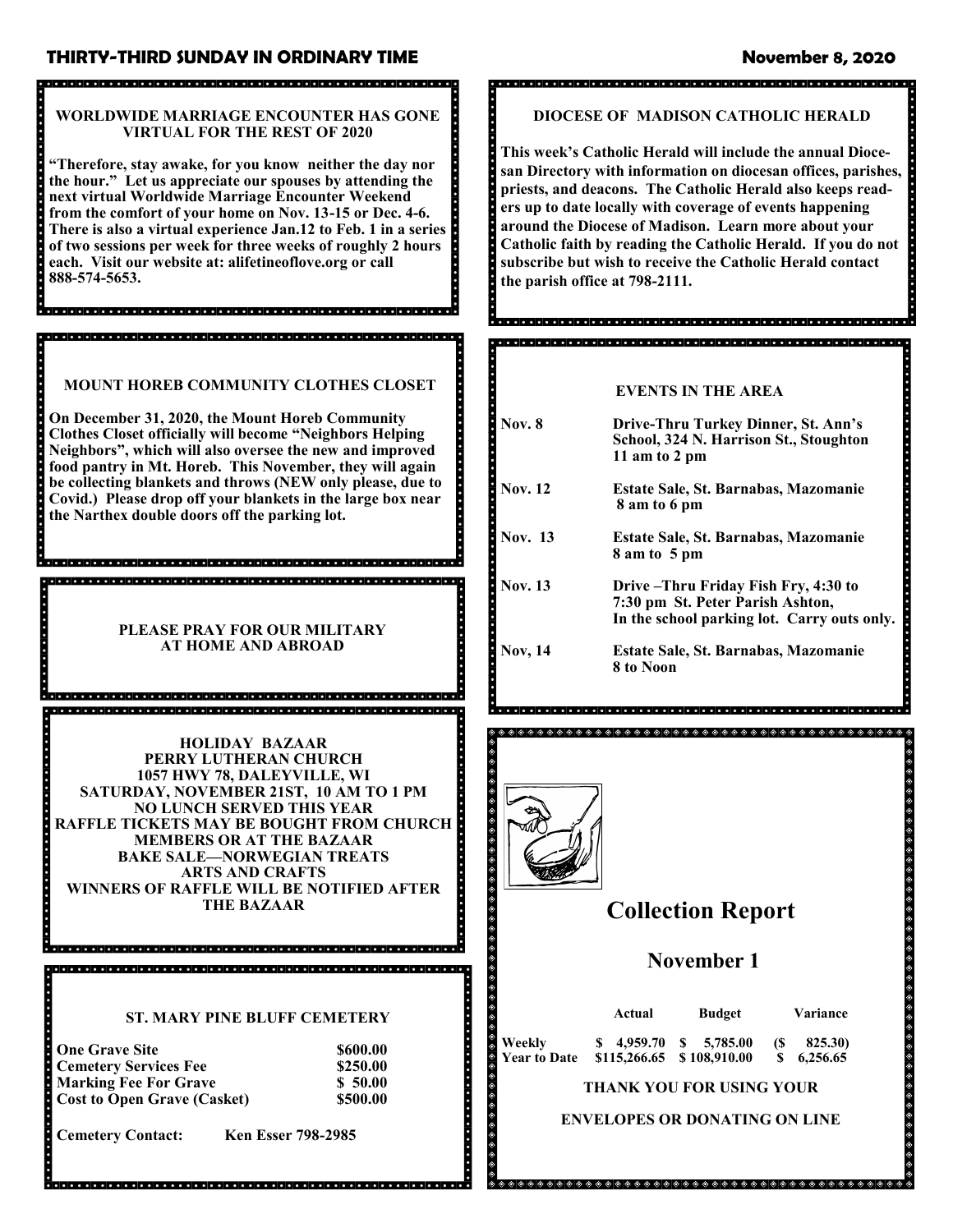## WORLDWIDE MARRIAGE ENCOUNTER HAS GONE VIRTUAL FOR THE REST OF 2020

**"Therefore, stay awake, for you know neither the day nor the hour." Let us appreciate our spouses by attending the next virtual Worldwide Marriage Encounter Weekend from the comfort of your home on Nov. 13-15 or Dec. 4-6. There is also a virtual experience Jan.12 to Feb. 1 in a series of two sessions per week for three weeks of roughly 2 hours each. Visit our website at: alifetineoflove.org or call 888-574-5653.**

## MOUNT HOREB COMMUNITY CLOTHES CLOSET

**On December 31, 2020, the Mount Horeb Community Clothes Closet officially will become "Neighbors Helping Neighbors", which will also oversee the new and improved food pantry in Mt. Horeb. This November, they will again be collecting blankets and throws (NEW only please, due to Covid.) Please drop off your blankets in the large box near the Narthex double doors off the parking lot.**

## PLEASE PRAY FOR OUR MILITARY AT HOME AND ABROAD

## HOLIDAY BAZAAR

**PERRY LUTHERAN CHURCH**
**1057 HWY 78, DALEYVILLE, WI**
**SATURDAY, NOVEMBER 21ST, 10 AM TO 1 PM**
**NO LUNCH SERVED THIS YEAR**
**RAFFLE TICKETS MAY BE BOUGHT FROM CHURCH MEMBERS OR AT THE BAZAAR**
**BAKE SALE—NORWEGIAN TREATS**
**ARTS AND CRAFTS**
**WINNERS OF RAFFLE WILL BE NOTIFIED AFTER THE BAZAAR**

## ST. MARY PINE BLUFF CEMETERY

| | |
|---|---|
| One Grave Site | $600.00 |
| Cemetery Services Fee | $250.00 |
| Marking Fee For Grave | $ 50.00 |
| Cost to Open Grave (Casket) | $500.00 |

**Cemetery Contact:** Ken Esser 798-2985

## DIOCESE OF MADISON CATHOLIC HERALD

**This week's Catholic Herald will include the annual Diocesan Directory with information on diocesan offices, parishes, priests, and deacons. The Catholic Herald also keeps readers up to date locally with coverage of events happening around the Diocese of Madison. Learn more about your Catholic faith by reading the Catholic Herald. If you do not subscribe but wish to receive the Catholic Herald contact the parish office at 798-2111.**

## EVENTS IN THE AREA

| | |
|---|---|
| Nov. 8 | Drive-Thru Turkey Dinner, St. Ann's School, 324 N. Harrison St., Stoughton 11 am to 2 pm |
| Nov. 12 | Estate Sale, St. Barnabas, Mazomanie 8 am to 6 pm |
| Nov. 13 | Estate Sale, St. Barnabas, Mazomanie 8 am to 5 pm |
| Nov. 13 | Drive –Thru Friday Fish Fry, 4:30 to 7:30 pm St. Peter Parish Ashton, In the school parking lot. Carry outs only. |
| Nov, 14 | Estate Sale, St. Barnabas, Mazomanie 8 to Noon |

## Collection Report

### November 1

| | Actual | Budget | Variance |
|---|---|---|---|
| Weekly | $ 4,959.70 | $ 5,785.00 | ($ 825.30) |
| Year to Date | $115,266.65 | $ 108,910.00 | $ 6,256.65 |

**THANK YOU FOR USING YOUR ENVELOPES OR DONATING ON LINE**